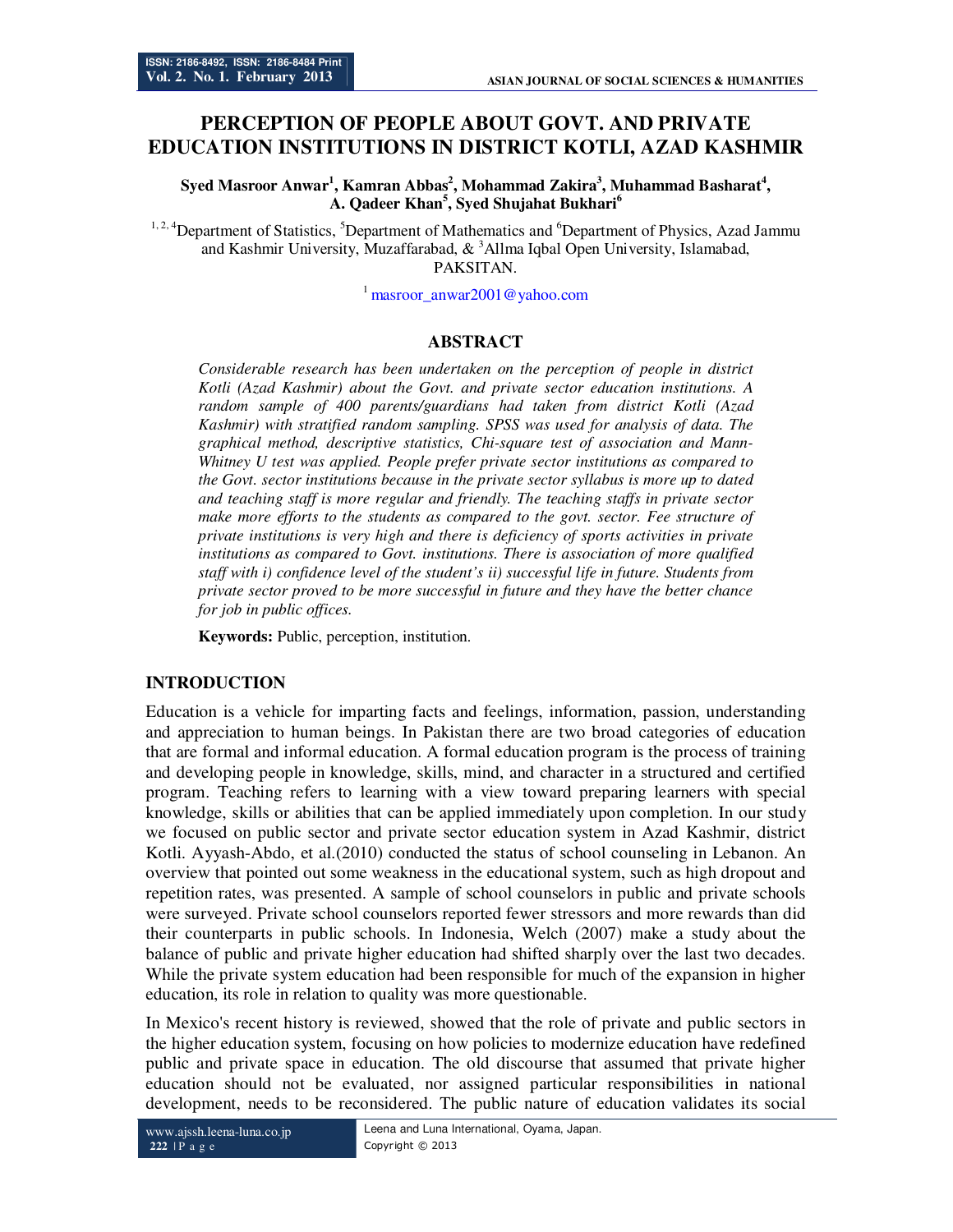# PERCEPTION OF PEOPLE ABOUT GOVT. AND PRIVATE EDUCATION INSTITUTIONS IN DISTRICT KOTLI, AZAD KASHMIR

**Syed Masroor Anwar[1], Kamran Abbas[2], Mohammad Zakira[3], Muhammad Basharat[4], A. Qadeer Khan[5], Syed Shujahat Bukhari[6]**

[1, 2, 4]Department of Statistics, [5]Department of Mathematics and [6]Department of Physics, Azad Jammu and Kashmir University, Muzaffarabad, & [3]Allma Iqbal Open University, Islamabad, PAKSITAN.

[1] masroor_anwar2001@yahoo.com

## ABSTRACT

*Considerable research has been undertaken on the perception of people in district Kotli (Azad Kashmir) about the Govt. and private sector education institutions. A random sample of 400 parents/guardians had taken from district Kotli (Azad Kashmir) with stratified random sampling. SPSS was used for analysis of data. The graphical method, descriptive statistics, Chi-square test of association and Mann-Whitney U test was applied. People prefer private sector institutions as compared to the Govt. sector institutions because in the private sector syllabus is more up to dated and teaching staff is more regular and friendly. The teaching staffs in private sector make more efforts to the students as compared to the govt. sector. Fee structure of private institutions is very high and there is deficiency of sports activities in private institutions as compared to Govt. institutions. There is association of more qualified staff with i) confidence level of the student's ii) successful life in future. Students from private sector proved to be more successful in future and they have the better chance for job in public offices.*

**Keywords:** Public, perception, institution.

## INTRODUCTION

Education is a vehicle for imparting facts and feelings, information, passion, understanding and appreciation to human beings. In Pakistan there are two broad categories of education that are formal and informal education. A formal education program is the process of training and developing people in knowledge, skills, mind, and character in a structured and certified program. Teaching refers to learning with a view toward preparing learners with special knowledge, skills or abilities that can be applied immediately upon completion. In our study we focused on public sector and private sector education system in Azad Kashmir, district Kotli. Ayyash-Abdo, et al.(2010) conducted the status of school counseling in Lebanon. An overview that pointed out some weakness in the educational system, such as high dropout and repetition rates, was presented. A sample of school counselors in public and private schools were surveyed. Private school counselors reported fewer stressors and more rewards than did their counterparts in public schools. In Indonesia, Welch (2007) make a study about the balance of public and private higher education had shifted sharply over the last two decades. While the private system education had been responsible for much of the expansion in higher education, its role in relation to quality was more questionable.

In Mexico's recent history is reviewed, showed that the role of private and public sectors in the higher education system, focusing on how policies to modernize education have redefined public and private space in education. The old discourse that assumed that private higher education should not be evaluated, nor assigned particular responsibilities in national development, needs to be reconsidered. The public nature of education validates its social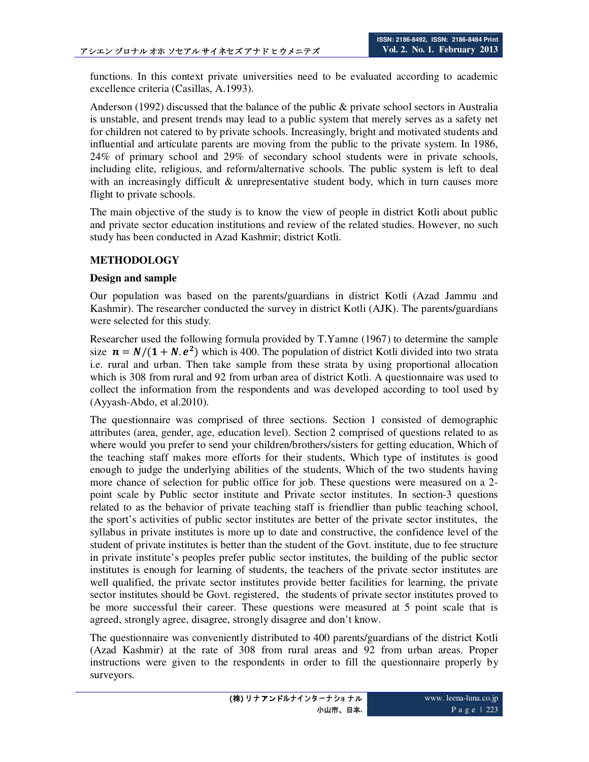functions. In this context private universities need to be evaluated according to academic excellence criteria (Casillas, A.1993).

Anderson (1992) discussed that the balance of the public & private school sectors in Australia is unstable, and present trends may lead to a public system that merely serves as a safety net for children not catered to by private schools. Increasingly, bright and motivated students and influential and articulate parents are moving from the public to the private system. In 1986, 24% of primary school and 29% of secondary school students were in private schools, including elite, religious, and reform/alternative schools. The public system is left to deal with an increasingly difficult & unrepresentative student body, which in turn causes more flight to private schools.

The main objective of the study is to know the view of people in district Kotli about public and private sector education institutions and review of the related studies. However, no such study has been conducted in Azad Kashmir; district Kotli.

## METHODOLOGY

### Design and sample

Our population was based on the parents/guardians in district Kotli (Azad Jammu and Kashmir). The researcher conducted the survey in district Kotli (AJK). The parents/guardians were selected for this study.

Researcher used the following formula provided by T.Yamne (1967) to determine the sample size $\boldsymbol{n = N/(1 + N.e^2)}$ which is 400. The population of district Kotli divided into two strata i.e. rural and urban. Then take sample from these strata by using proportional allocation which is 308 from rural and 92 from urban area of district Kotli. A questionnaire was used to collect the information from the respondents and was developed according to tool used by (Ayyash-Abdo, et al.2010).

The questionnaire was comprised of three sections. Section 1 consisted of demographic attributes (area, gender, age, education level). Section 2 comprised of questions related to as where would you prefer to send your children/brothers/sisters for getting education, Which of the teaching staff makes more efforts for their students, Which type of institutes is good enough to judge the underlying abilities of the students, Which of the two students having more chance of selection for public office for job. These questions were measured on a 2-point scale by Public sector institute and Private sector institutes. In section-3 questions related to as the behavior of private teaching staff is friendlier than public teaching school, the sport's activities of public sector institutes are better of the private sector institutes, the syllabus in private institutes is more up to date and constructive, the confidence level of the student of private institutes is better than the student of the Govt. institute, due to fee structure in private institute's peoples prefer public sector institutes, the building of the public sector institutes is enough for learning of students, the teachers of the private sector institutes are well qualified, the private sector institutes provide better facilities for learning, the private sector institutes should be Govt. registered, the students of private sector institutes proved to be more successful their career. These questions were measured at 5 point scale that is agreed, strongly agree, disagree, strongly disagree and don't know.

The questionnaire was conveniently distributed to 400 parents/guardians of the district Kotli (Azad Kashmir) at the rate of 308 from rural areas and 92 from urban areas. Proper instructions were given to the respondents in order to fill the questionnaire properly by surveyors.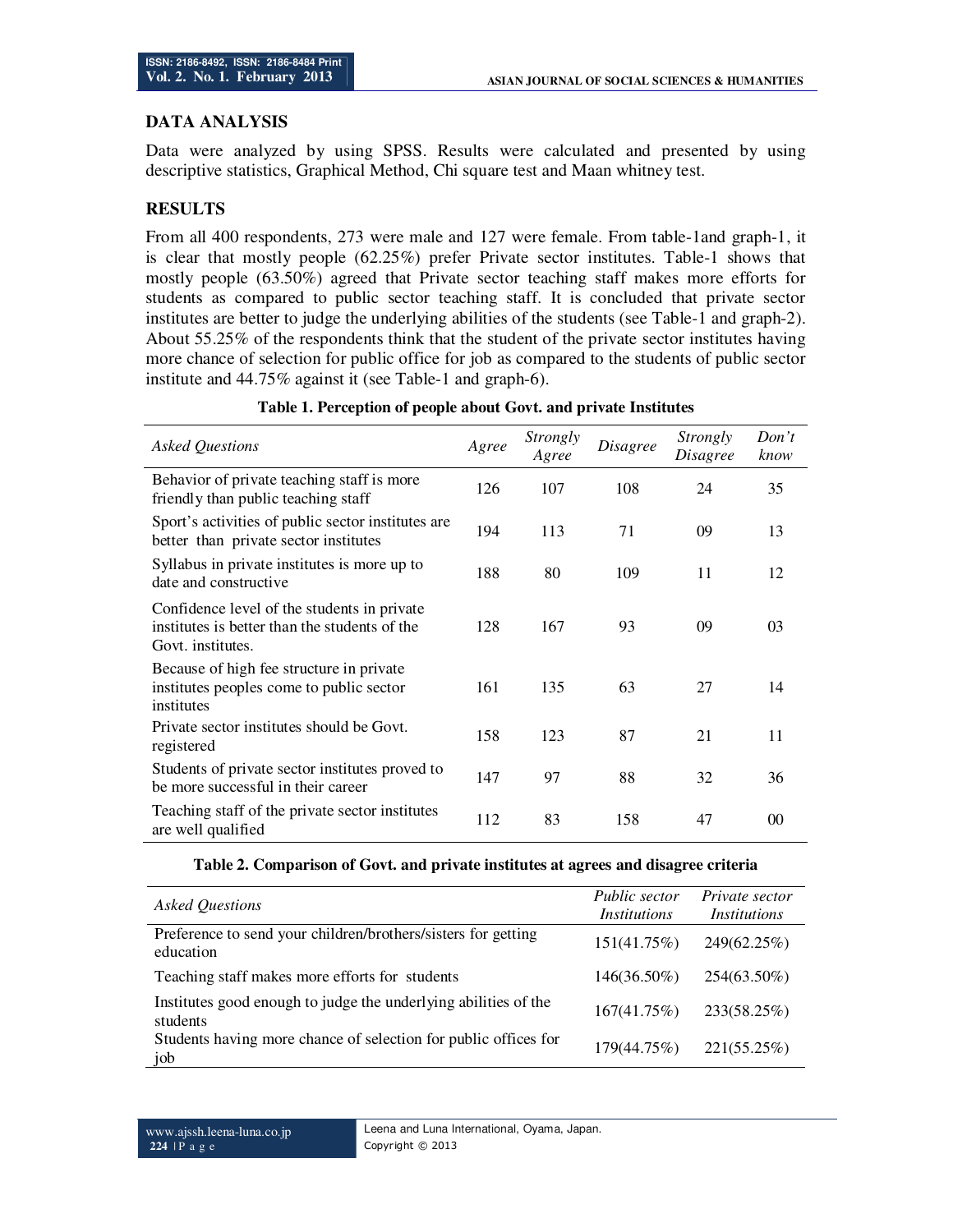## DATA ANALYSIS

Data were analyzed by using SPSS. Results were calculated and presented by using descriptive statistics, Graphical Method, Chi square test and Maan whitney test.

## RESULTS

From all 400 respondents, 273 were male and 127 were female. From table-1and graph-1, it is clear that mostly people (62.25%) prefer Private sector institutes. Table-1 shows that mostly people (63.50%) agreed that Private sector teaching staff makes more efforts for students as compared to public sector teaching staff. It is concluded that private sector institutes are better to judge the underlying abilities of the students (see Table-1 and graph-2). About 55.25% of the respondents think that the student of the private sector institutes having more chance of selection for public office for job as compared to the students of public sector institute and 44.75% against it (see Table-1 and graph-6).

**Table 1. Perception of people about Govt. and private Institutes**

| *Asked Questions* | *Agree* | *Strongly Agree* | *Disagree* | *Strongly Disagree* | *Don't know* |
|---|---|---|---|---|---|
| Behavior of private teaching staff is more friendly than public teaching staff | 126 | 107 | 108 | 24 | 35 |
| Sport's activities of public sector institutes are better than private sector institutes | 194 | 113 | 71 | 09 | 13 |
| Syllabus in private institutes is more up to date and constructive | 188 | 80 | 109 | 11 | 12 |
| Confidence level of the students in private institutes is better than the students of the Govt. institutes. | 128 | 167 | 93 | 09 | 03 |
| Because of high fee structure in private institutes peoples come to public sector institutes | 161 | 135 | 63 | 27 | 14 |
| Private sector institutes should be Govt. registered | 158 | 123 | 87 | 21 | 11 |
| Students of private sector institutes proved to be more successful in their career | 147 | 97 | 88 | 32 | 36 |
| Teaching staff of the private sector institutes are well qualified | 112 | 83 | 158 | 47 | 00 |

**Table 2. Comparison of Govt. and private institutes at agrees and disagree criteria**

| *Asked Questions* | *Public sector Institutions* | *Private sector Institutions* |
|---|---|---|
| Preference to send your children/brothers/sisters for getting education | 151(41.75%) | 249(62.25%) |
| Teaching staff makes more efforts for students | 146(36.50%) | 254(63.50%) |
| Institutes good enough to judge the underlying abilities of the students | 167(41.75%) | 233(58.25%) |
| Students having more chance of selection for public offices for job | 179(44.75%) | 221(55.25%) |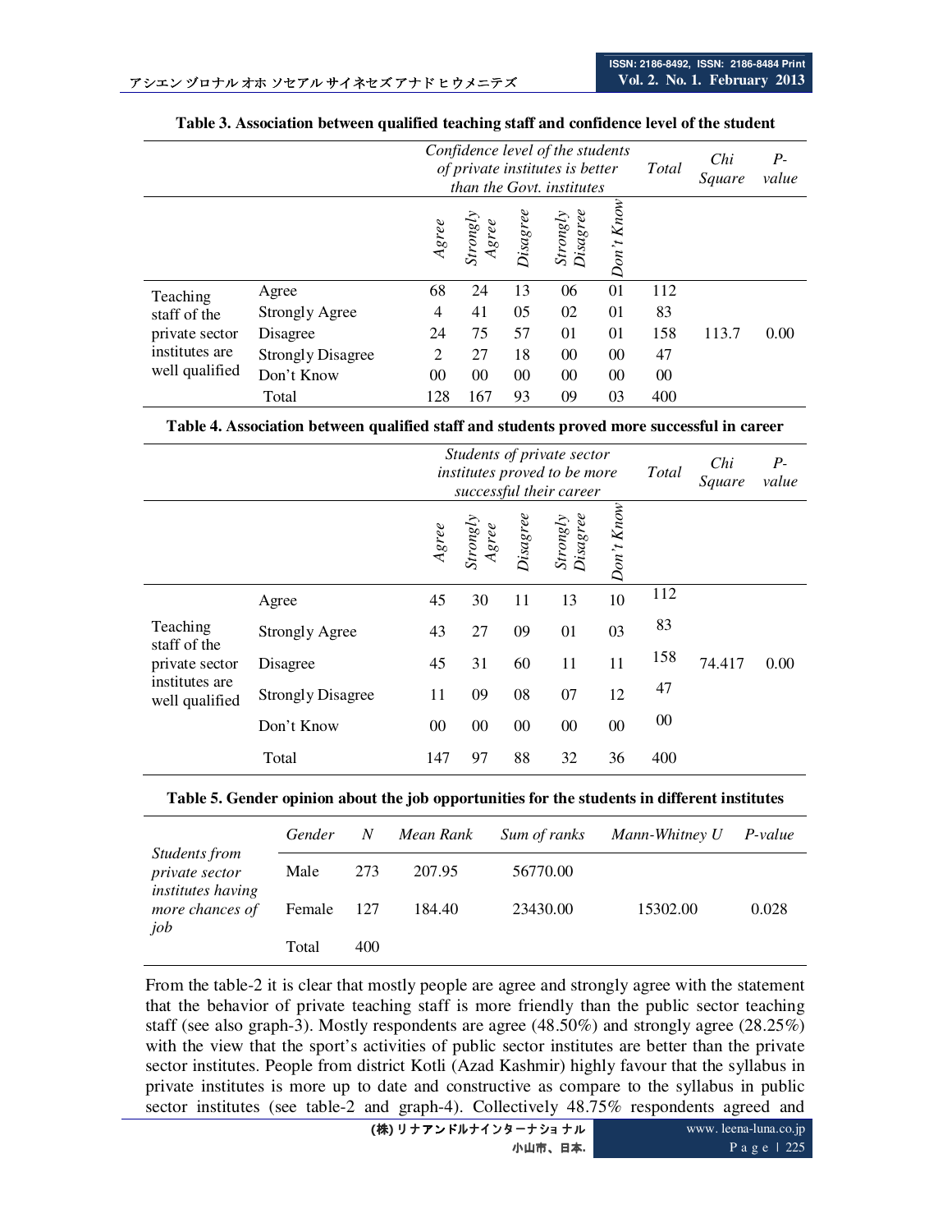**Table 3. Association between qualified teaching staff and confidence level of the student**

| | | *Confidence level of the students of private institutes is better than the Govt. institutes* | | | | | *Total* | *Chi Square* | *P-value* |
|---|---|---|---|---|---|---|---|---|---|
| | | *Agree* | *Strongly Agree* | *Disagree* | *Strongly Disagree* | *Don't Know* | | | |
| Teaching staff of the private sector institutes are well qualified | Agree | 68 | 24 | 13 | 06 | 01 | 112 | 113.7 | 0.00 |
| | Strongly Agree | 4 | 41 | 05 | 02 | 01 | 83 | | |
| | Disagree | 24 | 75 | 57 | 01 | 01 | 158 | | |
| | Strongly Disagree | 2 | 27 | 18 | 00 | 00 | 47 | | |
| | Don't Know | 00 | 00 | 00 | 00 | 00 | 00 | | |
| | Total | 128 | 167 | 93 | 09 | 03 | 400 | | |

**Table 4. Association between qualified staff and students proved more successful in career**

| | | *Students of private sector institutes proved to be more successful their career* | | | | | *Total* | *Chi Square* | *P-value* |
|---|---|---|---|---|---|---|---|---|---|
| | | *Agree* | *Strongly Agree* | *Disagree* | *Strongly Disagree* | *Don't Know* | | | |
| Teaching staff of the private sector institutes are well qualified | Agree | 45 | 30 | 11 | 13 | 10 | 112 | 74.417 | 0.00 |
| | Strongly Agree | 43 | 27 | 09 | 01 | 03 | 83 | | |
| | Disagree | 45 | 31 | 60 | 11 | 11 | 158 | | |
| | Strongly Disagree | 11 | 09 | 08 | 07 | 12 | 47 | | |
| | Don't Know | 00 | 00 | 00 | 00 | 00 | 00 | | |
| | Total | 147 | 97 | 88 | 32 | 36 | 400 | | |

**Table 5. Gender opinion about the job opportunities for the students in different institutes**

| | *Gender* | *N* | *Mean Rank* | *Sum of ranks* | *Mann-Whitney U* | *P-value* |
|---|---|---|---|---|---|---|
| *Students from private sector institutes having more chances of job* | Male | 273 | 207.95 | 56770.00 | 15302.00 | 0.028 |
| | Female | 127 | 184.40 | 23430.00 | | |
| | Total | 400 | | | | |

From the table-2 it is clear that mostly people are agree and strongly agree with the statement that the behavior of private teaching staff is more friendly than the public sector teaching staff (see also graph-3). Mostly respondents are agree (48.50%) and strongly agree (28.25%) with the view that the sport's activities of public sector institutes are better than the private sector institutes. People from district Kotli (Azad Kashmir) highly favour that the syllabus in private institutes is more up to date and constructive as compare to the syllabus in public sector institutes (see table-2 and graph-4). Collectively 48.75% respondents agreed and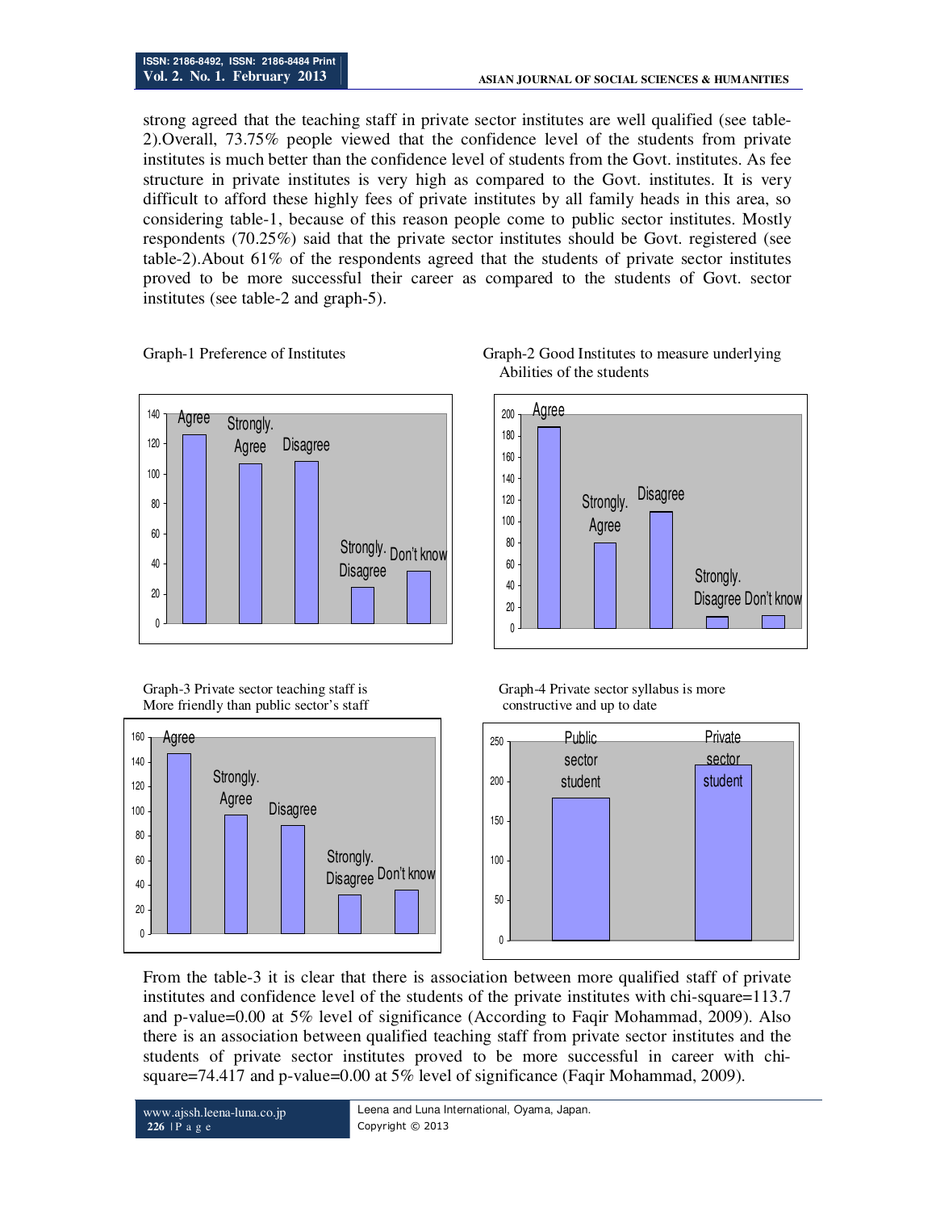strong agreed that the teaching staff in private sector institutes are well qualified (see table-2).Overall, 73.75% people viewed that the confidence level of the students from private institutes is much better than the confidence level of students from the Govt. institutes. As fee structure in private institutes is very high as compared to the Govt. institutes. It is very difficult to afford these highly fees of private institutes by all family heads in this area, so considering table-1, because of this reason people come to public sector institutes. Mostly respondents (70.25%) said that the private sector institutes should be Govt. registered (see table-2).About 61% of the respondents agreed that the students of private sector institutes proved to be more successful their career as compared to the students of Govt. sector institutes (see table-2 and graph-5).

Graph-1 Preference of Institutes

Graph-2 Good Institutes to measure underlying Abilities of the students

Graph-3 Private sector teaching staff is More friendly than public sector's staff

Graph-4 Private sector syllabus is more constructive and up to date

From the table-3 it is clear that there is association between more qualified staff of private institutes and confidence level of the students of the private institutes with chi-square=113.7 and p-value=0.00 at 5% level of significance (According to Faqir Mohammad, 2009). Also there is an association between qualified teaching staff from private sector institutes and the students of private sector institutes proved to be more successful in career with chi-square=74.417 and p-value=0.00 at 5% level of significance (Faqir Mohammad, 2009).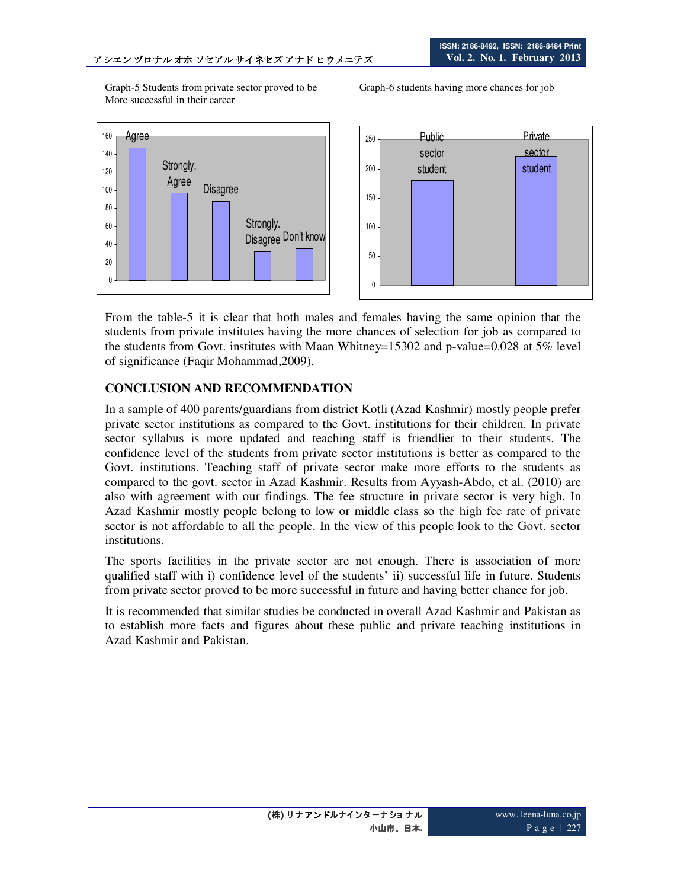Graph-5 Students from private sector proved to be More successful in their career

Graph-6 students having more chances for job

From the table-5 it is clear that both males and females having the same opinion that the students from private institutes having the more chances of selection for job as compared to the students from Govt. institutes with Maan Whitney=15302 and p-value=0.028 at 5% level of significance (Faqir Mohammad,2009).

## CONCLUSION AND RECOMMENDATION

In a sample of 400 parents/guardians from district Kotli (Azad Kashmir) mostly people prefer private sector institutions as compared to the Govt. institutions for their children. In private sector syllabus is more updated and teaching staff is friendlier to their students. The confidence level of the students from private sector institutions is better as compared to the Govt. institutions. Teaching staff of private sector make more efforts to the students as compared to the govt. sector in Azad Kashmir. Results from Ayyash-Abdo, et al. (2010) are also with agreement with our findings. The fee structure in private sector is very high. In Azad Kashmir mostly people belong to low or middle class so the high fee rate of private sector is not affordable to all the people. In the view of this people look to the Govt. sector institutions.

The sports facilities in the private sector are not enough. There is association of more qualified staff with i) confidence level of the students' ii) successful life in future. Students from private sector proved to be more successful in future and having better chance for job.

It is recommended that similar studies be conducted in overall Azad Kashmir and Pakistan as to establish more facts and figures about these public and private teaching institutions in Azad Kashmir and Pakistan.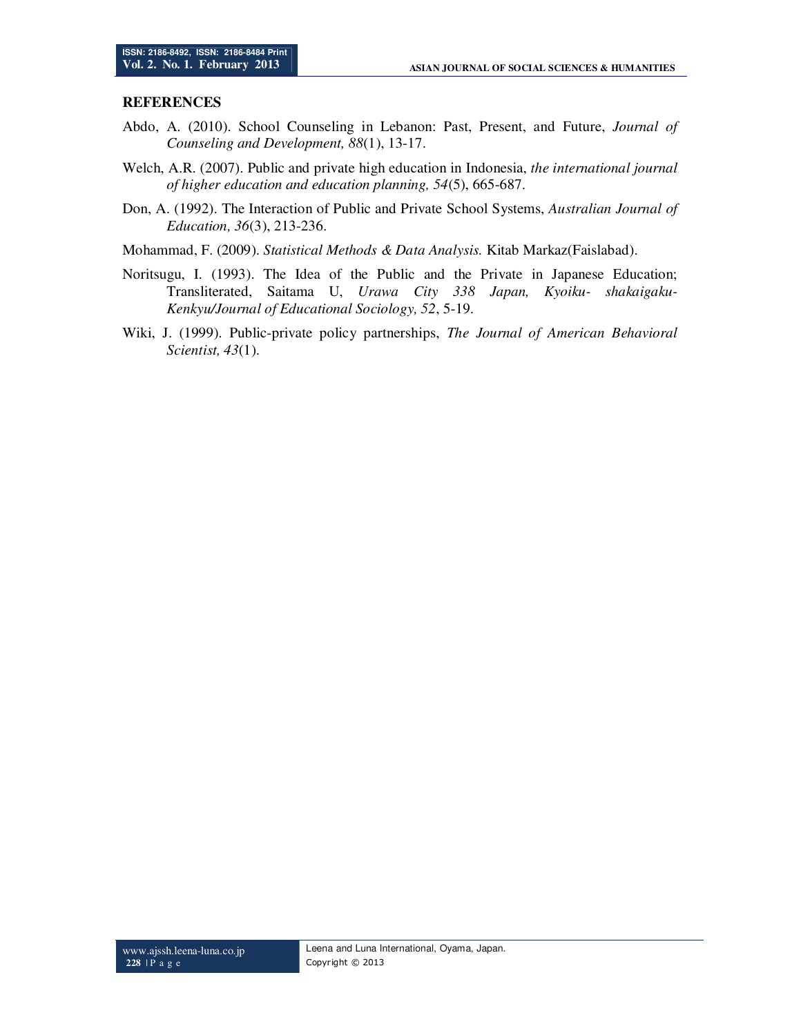## REFERENCES

Abdo, A. (2010). School Counseling in Lebanon: Past, Present, and Future, *Journal of Counseling and Development, 88*(1), 13-17.

Welch, A.R. (2007). Public and private high education in Indonesia, *the international journal of higher education and education planning, 54*(5), 665-687.

Don, A. (1992). The Interaction of Public and Private School Systems, *Australian Journal of Education, 36*(3), 213-236.

Mohammad, F. (2009). *Statistical Methods & Data Analysis.* Kitab Markaz(Faislabad).

Noritsugu, I. (1993). The Idea of the Public and the Private in Japanese Education; Transliterated, Saitama U, *Urawa City 338 Japan, Kyoiku- shakaigaku-Kenkyu/Journal of Educational Sociology, 52*, 5-19.

Wiki, J. (1999). Public-private policy partnerships, *The Journal of American Behavioral Scientist, 43*(1).